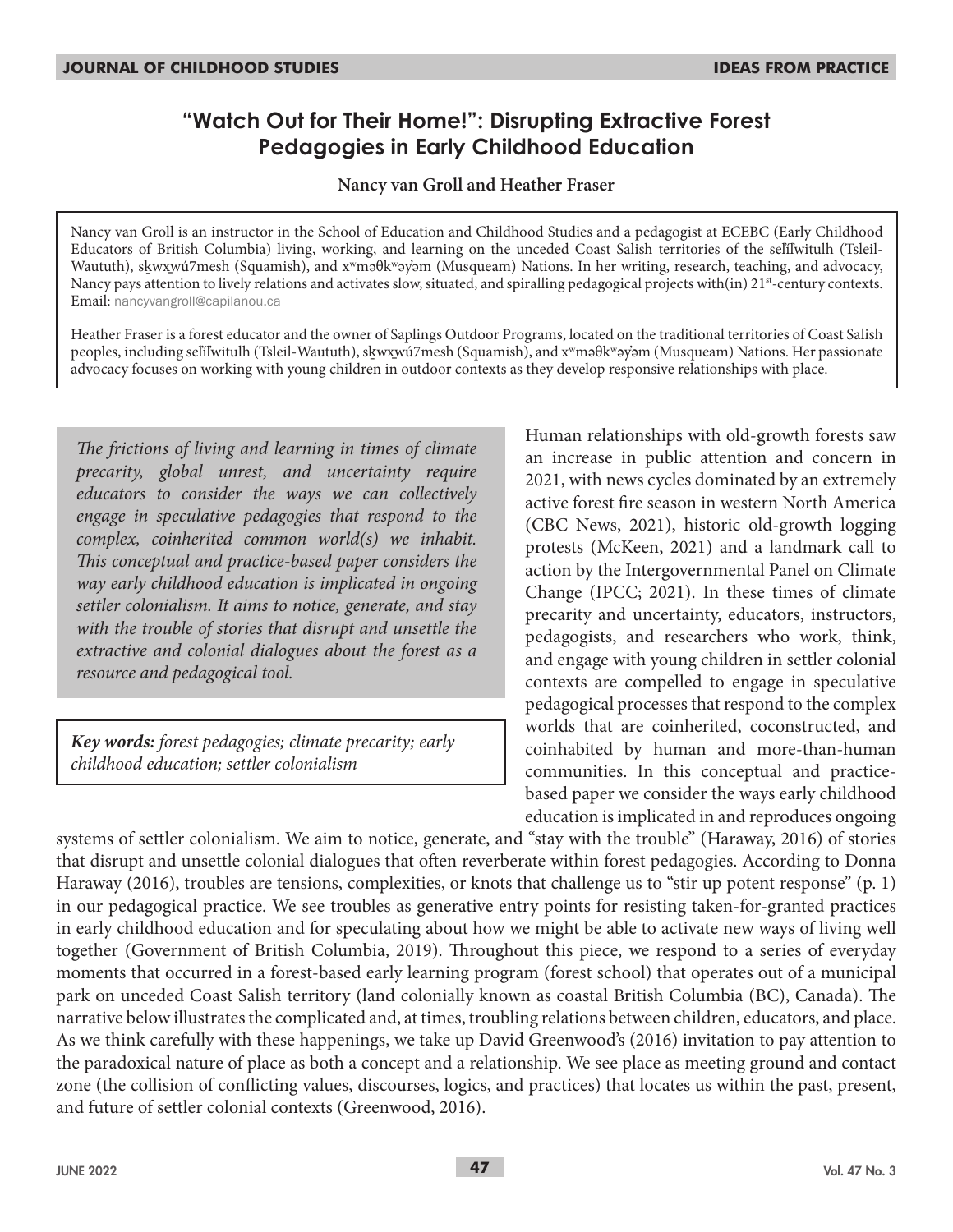# "Watch Out for Their Home!": Disrupting Extractive Forest Pedagogies in Early Childhood Education

**Nancy van Groll and Heather Fraser**

Nancy van Groll is an instructor in the School of Education and Childhood Studies and a pedagogist at ECEBC (Early Childhood Educators of British Columbia) living, working, and learning on the unceded Coast Salish territories of the səl̓ílwitulh (Tsleil-Waututh), sḵwx̱wú7mesh (Squamish), and xʷməθkʷəy̓əm (Musqueam) Nations. In her writing, research, teaching, and advocacy, Nancy pays attention to lively relations and activates slow, situated, and spiralling pedagogical projects with(in) 21st-century contexts. Email: nancyvangroll@capilanou.ca

Heather Fraser is a forest educator and the owner of Saplings Outdoor Programs, located on the traditional territories of Coast Salish peoples, including səl̓ílwitulh (Tsleil-Waututh), sḵwx̱wú7mesh (Squamish), and xʷməθkʷəy̓əm (Musqueam) Nations. Her passionate advocacy focuses on working with young children in outdoor contexts as they develop responsive relationships with place.

*The frictions of living and learning in times of climate precarity, global unrest, and uncertainty require educators to consider the ways we can collectively engage in speculative pedagogies that respond to the complex, coinherited common world(s) we inhabit. This conceptual and practice-based paper considers the way early childhood education is implicated in ongoing settler colonialism. It aims to notice, generate, and stay with the trouble of stories that disrupt and unsettle the extractive and colonial dialogues about the forest as a resource and pedagogical tool.*

***Key words:*** *forest pedagogies; climate precarity; early childhood education; settler colonialism*

Human relationships with old-growth forests saw an increase in public attention and concern in 2021, with news cycles dominated by an extremely active forest fire season in western North America (CBC News, 2021), historic old-growth logging protests (McKeen, 2021) and a landmark call to action by the Intergovernmental Panel on Climate Change (IPCC; 2021). In these times of climate precarity and uncertainty, educators, instructors, pedagogists, and researchers who work, think, and engage with young children in settler colonial contexts are compelled to engage in speculative pedagogical processes that respond to the complex worlds that are coinherited, coconstructed, and coinhabited by human and more-than-human communities. In this conceptual and practice-based paper we consider the ways early childhood education is implicated in and reproduces ongoing systems of settler colonialism. We aim to notice, generate, and "stay with the trouble" (Haraway, 2016) of stories that disrupt and unsettle colonial dialogues that often reverberate within forest pedagogies. According to Donna Haraway (2016), troubles are tensions, complexities, or knots that challenge us to "stir up potent response" (p. 1) in our pedagogical practice. We see troubles as generative entry points for resisting taken-for-granted practices in early childhood education and for speculating about how we might be able to activate new ways of living well together (Government of British Columbia, 2019). Throughout this piece, we respond to a series of everyday moments that occurred in a forest-based early learning program (forest school) that operates out of a municipal park on unceded Coast Salish territory (land colonially known as coastal British Columbia (BC), Canada). The narrative below illustrates the complicated and, at times, troubling relations between children, educators, and place. As we think carefully with these happenings, we take up David Greenwood's (2016) invitation to pay attention to the paradoxical nature of place as both a concept and a relationship. We see place as meeting ground and contact zone (the collision of conflicting values, discourses, logics, and practices) that locates us within the past, present, and future of settler colonial contexts (Greenwood, 2016).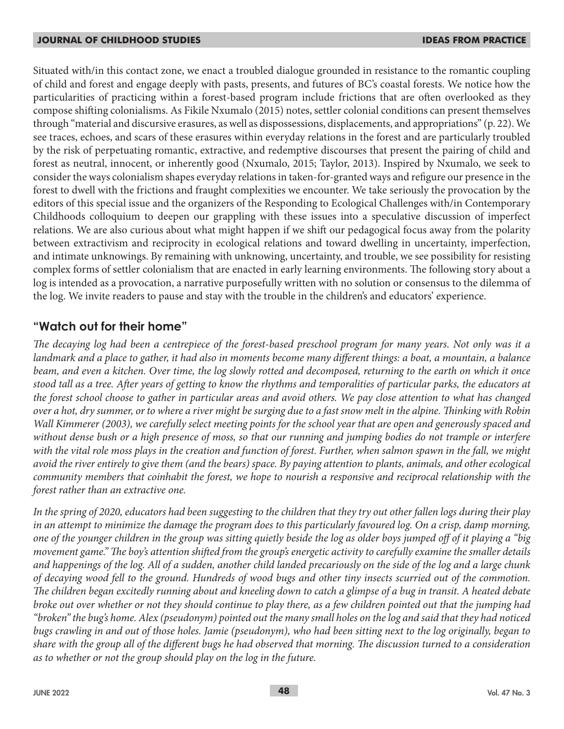Situated with/in this contact zone, we enact a troubled dialogue grounded in resistance to the romantic coupling of child and forest and engage deeply with pasts, presents, and futures of BC's coastal forests. We notice how the particularities of practicing within a forest-based program include frictions that are often overlooked as they compose shifting colonialisms. As Fikile Nxumalo (2015) notes, settler colonial conditions can present themselves through "material and discursive erasures, as well as dispossessions, displacements, and appropriations" (p. 22). We see traces, echoes, and scars of these erasures within everyday relations in the forest and are particularly troubled by the risk of perpetuating romantic, extractive, and redemptive discourses that present the pairing of child and forest as neutral, innocent, or inherently good (Nxumalo, 2015; Taylor, 2013). Inspired by Nxumalo, we seek to consider the ways colonialism shapes everyday relations in taken-for-granted ways and refigure our presence in the forest to dwell with the frictions and fraught complexities we encounter. We take seriously the provocation by the editors of this special issue and the organizers of the Responding to Ecological Challenges with/in Contemporary Childhoods colloquium to deepen our grappling with these issues into a speculative discussion of imperfect relations. We are also curious about what might happen if we shift our pedagogical focus away from the polarity between extractivism and reciprocity in ecological relations and toward dwelling in uncertainty, imperfection, and intimate unknowings. By remaining with unknowing, uncertainty, and trouble, we see possibility for resisting complex forms of settler colonialism that are enacted in early learning environments. The following story about a log is intended as a provocation, a narrative purposefully written with no solution or consensus to the dilemma of the log. We invite readers to pause and stay with the trouble in the children's and educators' experience.

## "Watch out for their home"

*The decaying log had been a centrepiece of the forest-based preschool program for many years. Not only was it a landmark and a place to gather, it had also in moments become many different things: a boat, a mountain, a balance beam, and even a kitchen. Over time, the log slowly rotted and decomposed, returning to the earth on which it once stood tall as a tree. After years of getting to know the rhythms and temporalities of particular parks, the educators at the forest school choose to gather in particular areas and avoid others. We pay close attention to what has changed over a hot, dry summer, or to where a river might be surging due to a fast snow melt in the alpine. Thinking with Robin Wall Kimmerer (2003), we carefully select meeting points for the school year that are open and generously spaced and without dense bush or a high presence of moss, so that our running and jumping bodies do not trample or interfere with the vital role moss plays in the creation and function of forest. Further, when salmon spawn in the fall, we might avoid the river entirely to give them (and the bears) space. By paying attention to plants, animals, and other ecological community members that coinhabit the forest, we hope to nourish a responsive and reciprocal relationship with the forest rather than an extractive one.*

*In the spring of 2020, educators had been suggesting to the children that they try out other fallen logs during their play in an attempt to minimize the damage the program does to this particularly favoured log. On a crisp, damp morning, one of the younger children in the group was sitting quietly beside the log as older boys jumped off of it playing a "big movement game." The boy's attention shifted from the group's energetic activity to carefully examine the smaller details and happenings of the log. All of a sudden, another child landed precariously on the side of the log and a large chunk of decaying wood fell to the ground. Hundreds of wood bugs and other tiny insects scurried out of the commotion. The children began excitedly running about and kneeling down to catch a glimpse of a bug in transit. A heated debate broke out over whether or not they should continue to play there, as a few children pointed out that the jumping had "broken" the bug's home. Alex (pseudonym) pointed out the many small holes on the log and said that they had noticed bugs crawling in and out of those holes. Jamie (pseudonym), who had been sitting next to the log originally, began to share with the group all of the different bugs he had observed that morning. The discussion turned to a consideration as to whether or not the group should play on the log in the future.*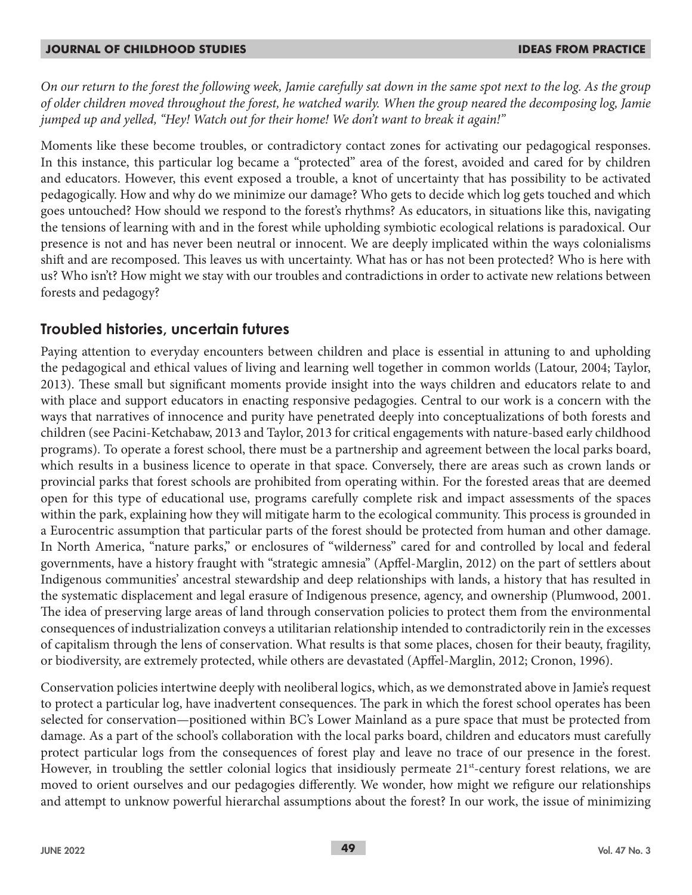*On our return to the forest the following week, Jamie carefully sat down in the same spot next to the log. As the group of older children moved throughout the forest, he watched warily. When the group neared the decomposing log, Jamie jumped up and yelled, "Hey! Watch out for their home! We don't want to break it again!"*

Moments like these become troubles, or contradictory contact zones for activating our pedagogical responses. In this instance, this particular log became a "protected" area of the forest, avoided and cared for by children and educators. However, this event exposed a trouble, a knot of uncertainty that has possibility to be activated pedagogically. How and why do we minimize our damage? Who gets to decide which log gets touched and which goes untouched? How should we respond to the forest's rhythms? As educators, in situations like this, navigating the tensions of learning with and in the forest while upholding symbiotic ecological relations is paradoxical. Our presence is not and has never been neutral or innocent. We are deeply implicated within the ways colonialisms shift and are recomposed. This leaves us with uncertainty. What has or has not been protected? Who is here with us? Who isn't? How might we stay with our troubles and contradictions in order to activate new relations between forests and pedagogy?

## Troubled histories, uncertain futures

Paying attention to everyday encounters between children and place is essential in attuning to and upholding the pedagogical and ethical values of living and learning well together in common worlds (Latour, 2004; Taylor, 2013). These small but significant moments provide insight into the ways children and educators relate to and with place and support educators in enacting responsive pedagogies. Central to our work is a concern with the ways that narratives of innocence and purity have penetrated deeply into conceptualizations of both forests and children (see Pacini-Ketchabaw, 2013 and Taylor, 2013 for critical engagements with nature-based early childhood programs). To operate a forest school, there must be a partnership and agreement between the local parks board, which results in a business licence to operate in that space. Conversely, there are areas such as crown lands or provincial parks that forest schools are prohibited from operating within. For the forested areas that are deemed open for this type of educational use, programs carefully complete risk and impact assessments of the spaces within the park, explaining how they will mitigate harm to the ecological community. This process is grounded in a Eurocentric assumption that particular parts of the forest should be protected from human and other damage. In North America, "nature parks," or enclosures of "wilderness" cared for and controlled by local and federal governments, have a history fraught with "strategic amnesia" (Apffel-Marglin, 2012) on the part of settlers about Indigenous communities' ancestral stewardship and deep relationships with lands, a history that has resulted in the systematic displacement and legal erasure of Indigenous presence, agency, and ownership (Plumwood, 2001. The idea of preserving large areas of land through conservation policies to protect them from the environmental consequences of industrialization conveys a utilitarian relationship intended to contradictorily rein in the excesses of capitalism through the lens of conservation. What results is that some places, chosen for their beauty, fragility, or biodiversity, are extremely protected, while others are devastated (Apffel-Marglin, 2012; Cronon, 1996).

Conservation policies intertwine deeply with neoliberal logics, which, as we demonstrated above in Jamie's request to protect a particular log, have inadvertent consequences. The park in which the forest school operates has been selected for conservation—positioned within BC's Lower Mainland as a pure space that must be protected from damage. As a part of the school's collaboration with the local parks board, children and educators must carefully protect particular logs from the consequences of forest play and leave no trace of our presence in the forest. However, in troubling the settler colonial logics that insidiously permeate 21st-century forest relations, we are moved to orient ourselves and our pedagogies differently. We wonder, how might we refigure our relationships and attempt to unknow powerful hierarchal assumptions about the forest? In our work, the issue of minimizing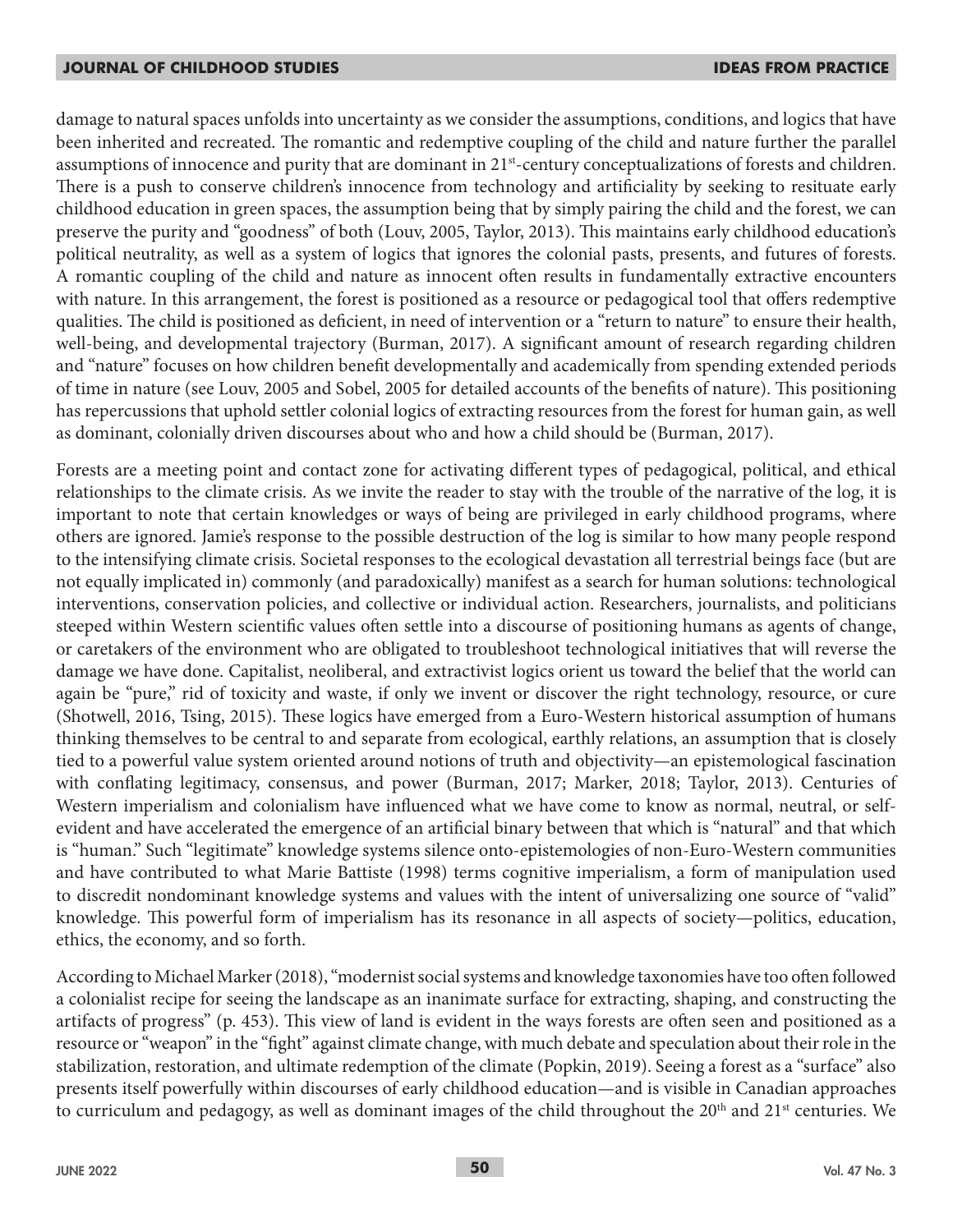damage to natural spaces unfolds into uncertainty as we consider the assumptions, conditions, and logics that have been inherited and recreated. The romantic and redemptive coupling of the child and nature further the parallel assumptions of innocence and purity that are dominant in 21st-century conceptualizations of forests and children. There is a push to conserve children's innocence from technology and artificiality by seeking to resituate early childhood education in green spaces, the assumption being that by simply pairing the child and the forest, we can preserve the purity and "goodness" of both (Louv, 2005, Taylor, 2013). This maintains early childhood education's political neutrality, as well as a system of logics that ignores the colonial pasts, presents, and futures of forests. A romantic coupling of the child and nature as innocent often results in fundamentally extractive encounters with nature. In this arrangement, the forest is positioned as a resource or pedagogical tool that offers redemptive qualities. The child is positioned as deficient, in need of intervention or a "return to nature" to ensure their health, well-being, and developmental trajectory (Burman, 2017). A significant amount of research regarding children and "nature" focuses on how children benefit developmentally and academically from spending extended periods of time in nature (see Louv, 2005 and Sobel, 2005 for detailed accounts of the benefits of nature). This positioning has repercussions that uphold settler colonial logics of extracting resources from the forest for human gain, as well as dominant, colonially driven discourses about who and how a child should be (Burman, 2017).

Forests are a meeting point and contact zone for activating different types of pedagogical, political, and ethical relationships to the climate crisis. As we invite the reader to stay with the trouble of the narrative of the log, it is important to note that certain knowledges or ways of being are privileged in early childhood programs, where others are ignored. Jamie's response to the possible destruction of the log is similar to how many people respond to the intensifying climate crisis. Societal responses to the ecological devastation all terrestrial beings face (but are not equally implicated in) commonly (and paradoxically) manifest as a search for human solutions: technological interventions, conservation policies, and collective or individual action. Researchers, journalists, and politicians steeped within Western scientific values often settle into a discourse of positioning humans as agents of change, or caretakers of the environment who are obligated to troubleshoot technological initiatives that will reverse the damage we have done. Capitalist, neoliberal, and extractivist logics orient us toward the belief that the world can again be "pure," rid of toxicity and waste, if only we invent or discover the right technology, resource, or cure (Shotwell, 2016, Tsing, 2015). These logics have emerged from a Euro-Western historical assumption of humans thinking themselves to be central to and separate from ecological, earthly relations, an assumption that is closely tied to a powerful value system oriented around notions of truth and objectivity—an epistemological fascination with conflating legitimacy, consensus, and power (Burman, 2017; Marker, 2018; Taylor, 2013). Centuries of Western imperialism and colonialism have influenced what we have come to know as normal, neutral, or self-evident and have accelerated the emergence of an artificial binary between that which is "natural" and that which is "human." Such "legitimate" knowledge systems silence onto-epistemologies of non-Euro-Western communities and have contributed to what Marie Battiste (1998) terms cognitive imperialism, a form of manipulation used to discredit nondominant knowledge systems and values with the intent of universalizing one source of "valid" knowledge. This powerful form of imperialism has its resonance in all aspects of society—politics, education, ethics, the economy, and so forth.

According to Michael Marker (2018), "modernist social systems and knowledge taxonomies have too often followed a colonialist recipe for seeing the landscape as an inanimate surface for extracting, shaping, and constructing the artifacts of progress" (p. 453). This view of land is evident in the ways forests are often seen and positioned as a resource or "weapon" in the "fight" against climate change, with much debate and speculation about their role in the stabilization, restoration, and ultimate redemption of the climate (Popkin, 2019). Seeing a forest as a "surface" also presents itself powerfully within discourses of early childhood education—and is visible in Canadian approaches to curriculum and pedagogy, as well as dominant images of the child throughout the 20th and 21st centuries. We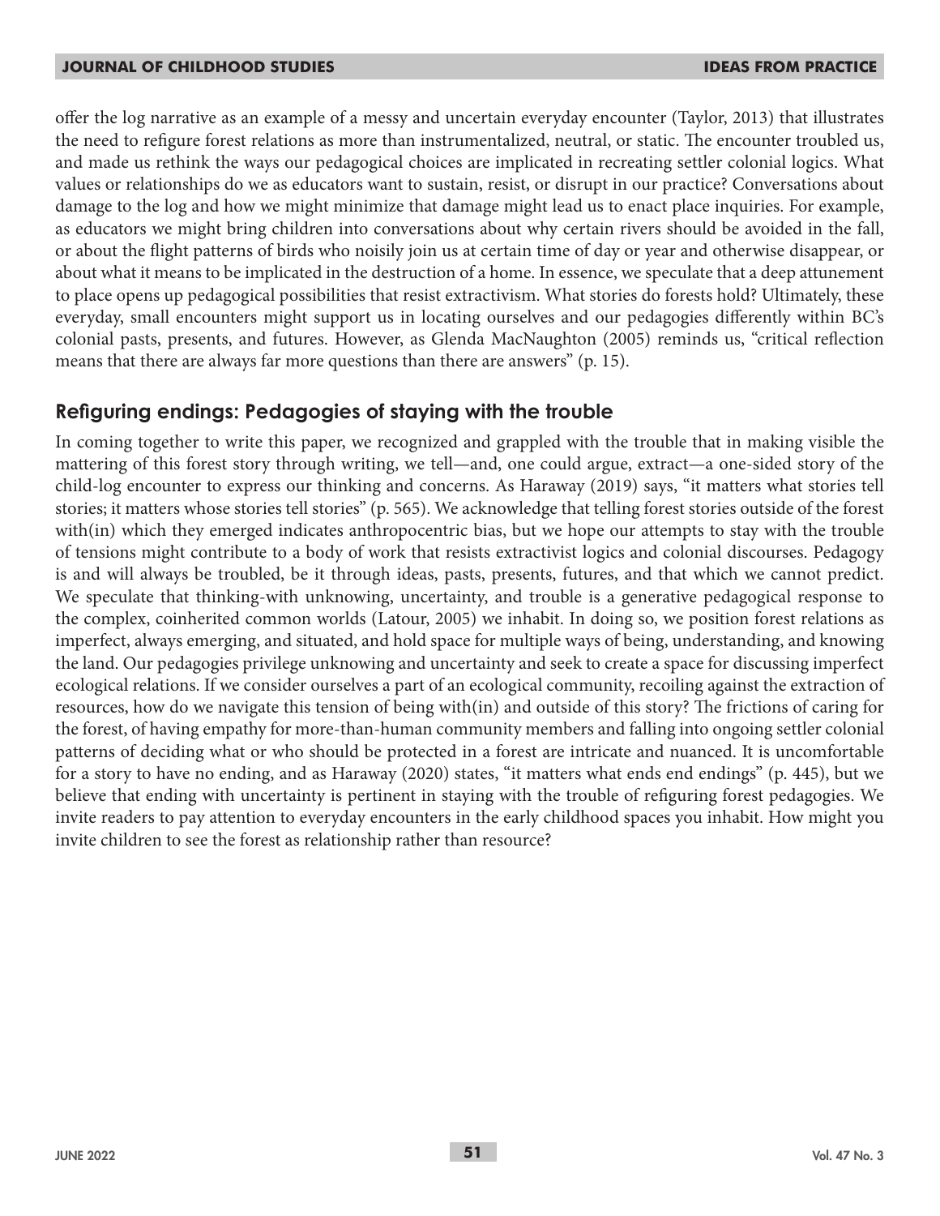offer the log narrative as an example of a messy and uncertain everyday encounter (Taylor, 2013) that illustrates the need to refigure forest relations as more than instrumentalized, neutral, or static. The encounter troubled us, and made us rethink the ways our pedagogical choices are implicated in recreating settler colonial logics. What values or relationships do we as educators want to sustain, resist, or disrupt in our practice? Conversations about damage to the log and how we might minimize that damage might lead us to enact place inquiries. For example, as educators we might bring children into conversations about why certain rivers should be avoided in the fall, or about the flight patterns of birds who noisily join us at certain time of day or year and otherwise disappear, or about what it means to be implicated in the destruction of a home. In essence, we speculate that a deep attunement to place opens up pedagogical possibilities that resist extractivism. What stories do forests hold? Ultimately, these everyday, small encounters might support us in locating ourselves and our pedagogies differently within BC's colonial pasts, presents, and futures. However, as Glenda MacNaughton (2005) reminds us, "critical reflection means that there are always far more questions than there are answers" (p. 15).

## Refiguring endings: Pedagogies of staying with the trouble

In coming together to write this paper, we recognized and grappled with the trouble that in making visible the mattering of this forest story through writing, we tell—and, one could argue, extract—a one-sided story of the child-log encounter to express our thinking and concerns. As Haraway (2019) says, "it matters what stories tell stories; it matters whose stories tell stories" (p. 565). We acknowledge that telling forest stories outside of the forest with(in) which they emerged indicates anthropocentric bias, but we hope our attempts to stay with the trouble of tensions might contribute to a body of work that resists extractivist logics and colonial discourses. Pedagogy is and will always be troubled, be it through ideas, pasts, presents, futures, and that which we cannot predict. We speculate that thinking-with unknowing, uncertainty, and trouble is a generative pedagogical response to the complex, coinherited common worlds (Latour, 2005) we inhabit. In doing so, we position forest relations as imperfect, always emerging, and situated, and hold space for multiple ways of being, understanding, and knowing the land. Our pedagogies privilege unknowing and uncertainty and seek to create a space for discussing imperfect ecological relations. If we consider ourselves a part of an ecological community, recoiling against the extraction of resources, how do we navigate this tension of being with(in) and outside of this story? The frictions of caring for the forest, of having empathy for more-than-human community members and falling into ongoing settler colonial patterns of deciding what or who should be protected in a forest are intricate and nuanced. It is uncomfortable for a story to have no ending, and as Haraway (2020) states, "it matters what ends end endings" (p. 445), but we believe that ending with uncertainty is pertinent in staying with the trouble of refiguring forest pedagogies. We invite readers to pay attention to everyday encounters in the early childhood spaces you inhabit. How might you invite children to see the forest as relationship rather than resource?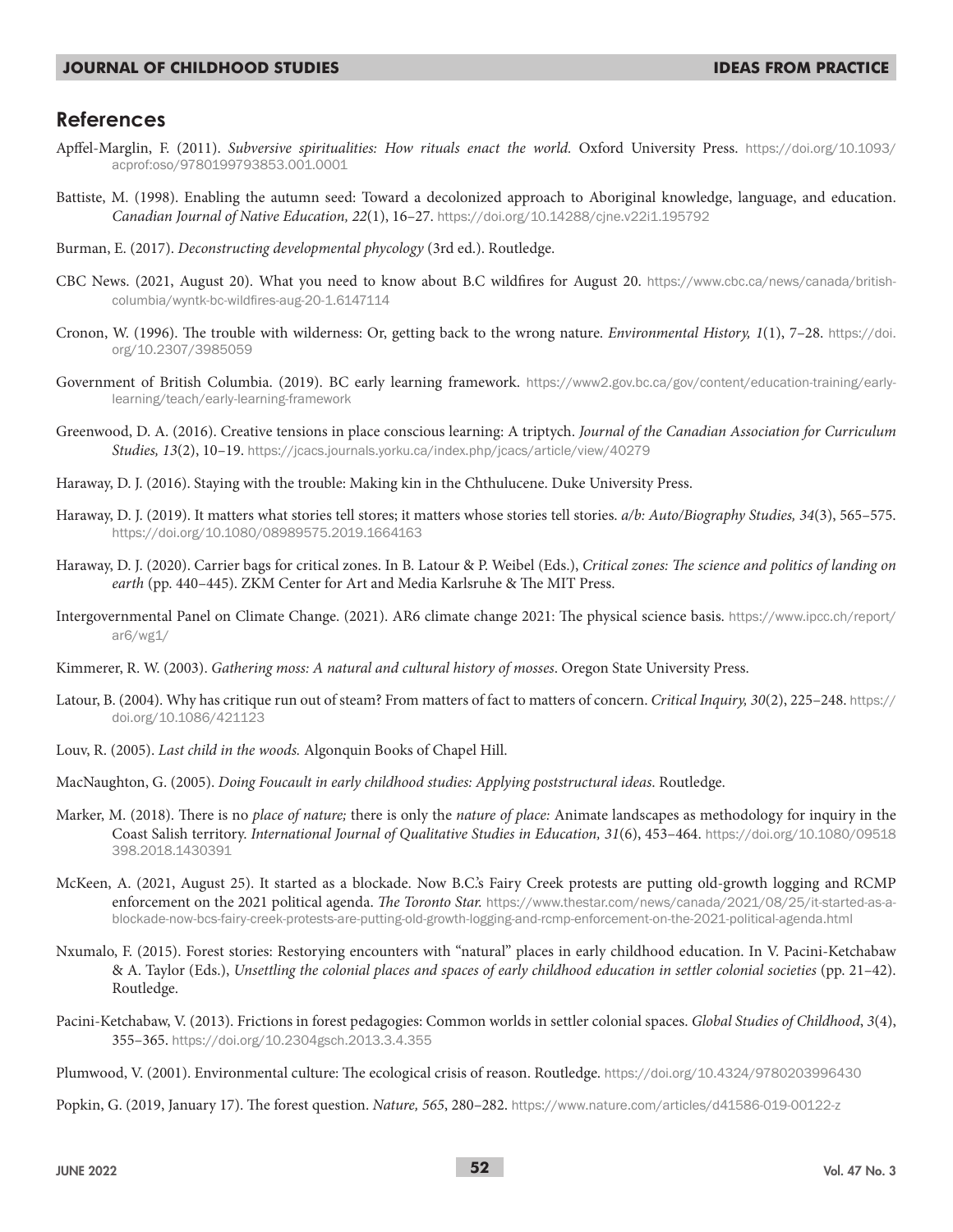## References

Apffel-Marglin, F. (2011). *Subversive spiritualities: How rituals enact the world.* Oxford University Press. https://doi.org/10.1093/acprof:oso/9780199793853.001.0001

Battiste, M. (1998). Enabling the autumn seed: Toward a decolonized approach to Aboriginal knowledge, language, and education. *Canadian Journal of Native Education, 22*(1), 16–27. https://doi.org/10.14288/cjne.v22i1.195792

Burman, E. (2017). *Deconstructing developmental phycology* (3rd ed.). Routledge.

CBC News. (2021, August 20). What you need to know about B.C wildfires for August 20. https://www.cbc.ca/news/canada/british-columbia/wyntk-bc-wildfires-aug-20-1.6147114

Cronon, W. (1996). The trouble with wilderness: Or, getting back to the wrong nature. *Environmental History, 1*(1), 7–28. https://doi.org/10.2307/3985059

Government of British Columbia. (2019). BC early learning framework. https://www2.gov.bc.ca/gov/content/education-training/early-learning/teach/early-learning-framework

Greenwood, D. A. (2016). Creative tensions in place conscious learning: A triptych. *Journal of the Canadian Association for Curriculum Studies, 13*(2), 10–19. https://jcacs.journals.yorku.ca/index.php/jcacs/article/view/40279

Haraway, D. J. (2016). Staying with the trouble: Making kin in the Chthulucene. Duke University Press.

Haraway, D. J. (2019). It matters what stories tell stores; it matters whose stories tell stories. *a/b: Auto/Biography Studies, 34*(3), 565–575. https://doi.org/10.1080/08989575.2019.1664163

Haraway, D. J. (2020). Carrier bags for critical zones. In B. Latour & P. Weibel (Eds.), *Critical zones: The science and politics of landing on earth* (pp. 440–445). ZKM Center for Art and Media Karlsruhe & The MIT Press.

Intergovernmental Panel on Climate Change. (2021). AR6 climate change 2021: The physical science basis. https://www.ipcc.ch/report/ar6/wg1/

Kimmerer, R. W. (2003). *Gathering moss: A natural and cultural history of mosses*. Oregon State University Press.

Latour, B. (2004). Why has critique run out of steam? From matters of fact to matters of concern. *Critical Inquiry, 30*(2), 225–248. https://doi.org/10.1086/421123

Louv, R. (2005). *Last child in the woods.* Algonquin Books of Chapel Hill.

MacNaughton, G. (2005). *Doing Foucault in early childhood studies: Applying poststructural ideas*. Routledge.

Marker, M. (2018). There is no *place of nature;* there is only the *nature of place:* Animate landscapes as methodology for inquiry in the Coast Salish territory. *International Journal of Qualitative Studies in Education, 31*(6), 453–464. https://doi.org/10.1080/09518398.2018.1430391

McKeen, A. (2021, August 25). It started as a blockade. Now B.C.'s Fairy Creek protests are putting old-growth logging and RCMP enforcement on the 2021 political agenda. *The Toronto Star.* https://www.thestar.com/news/canada/2021/08/25/it-started-as-a-blockade-now-bcs-fairy-creek-protests-are-putting-old-growth-logging-and-rcmp-enforcement-on-the-2021-political-agenda.html

Nxumalo, F. (2015). Forest stories: Restorying encounters with "natural" places in early childhood education. In V. Pacini-Ketchabaw & A. Taylor (Eds.), *Unsettling the colonial places and spaces of early childhood education in settler colonial societies* (pp. 21–42). Routledge.

Pacini-Ketchabaw, V. (2013). Frictions in forest pedagogies: Common worlds in settler colonial spaces. *Global Studies of Childhood*, *3*(4), 355–365. https://doi.org/10.2304gsch.2013.3.4.355

Plumwood, V. (2001). Environmental culture: The ecological crisis of reason. Routledge. https://doi.org/10.4324/9780203996430

Popkin, G. (2019, January 17). The forest question. *Nature, 565*, 280–282. https://www.nature.com/articles/d41586-019-00122-z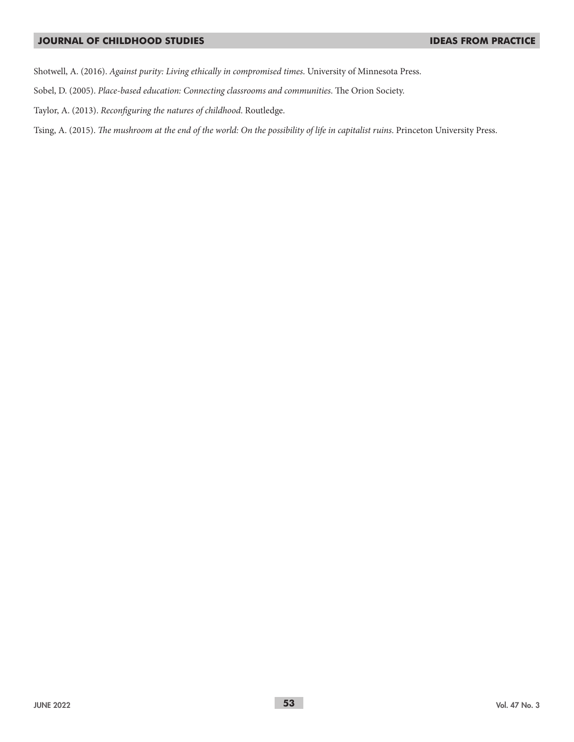Shotwell, A. (2016). *Against purity: Living ethically in compromised times*. University of Minnesota Press.

Sobel, D. (2005). *Place-based education: Connecting classrooms and communities*. The Orion Society.

Taylor, A. (2013). *Reconfiguring the natures of childhood*. Routledge.

Tsing, A. (2015). *The mushroom at the end of the world: On the possibility of life in capitalist ruins*. Princeton University Press.